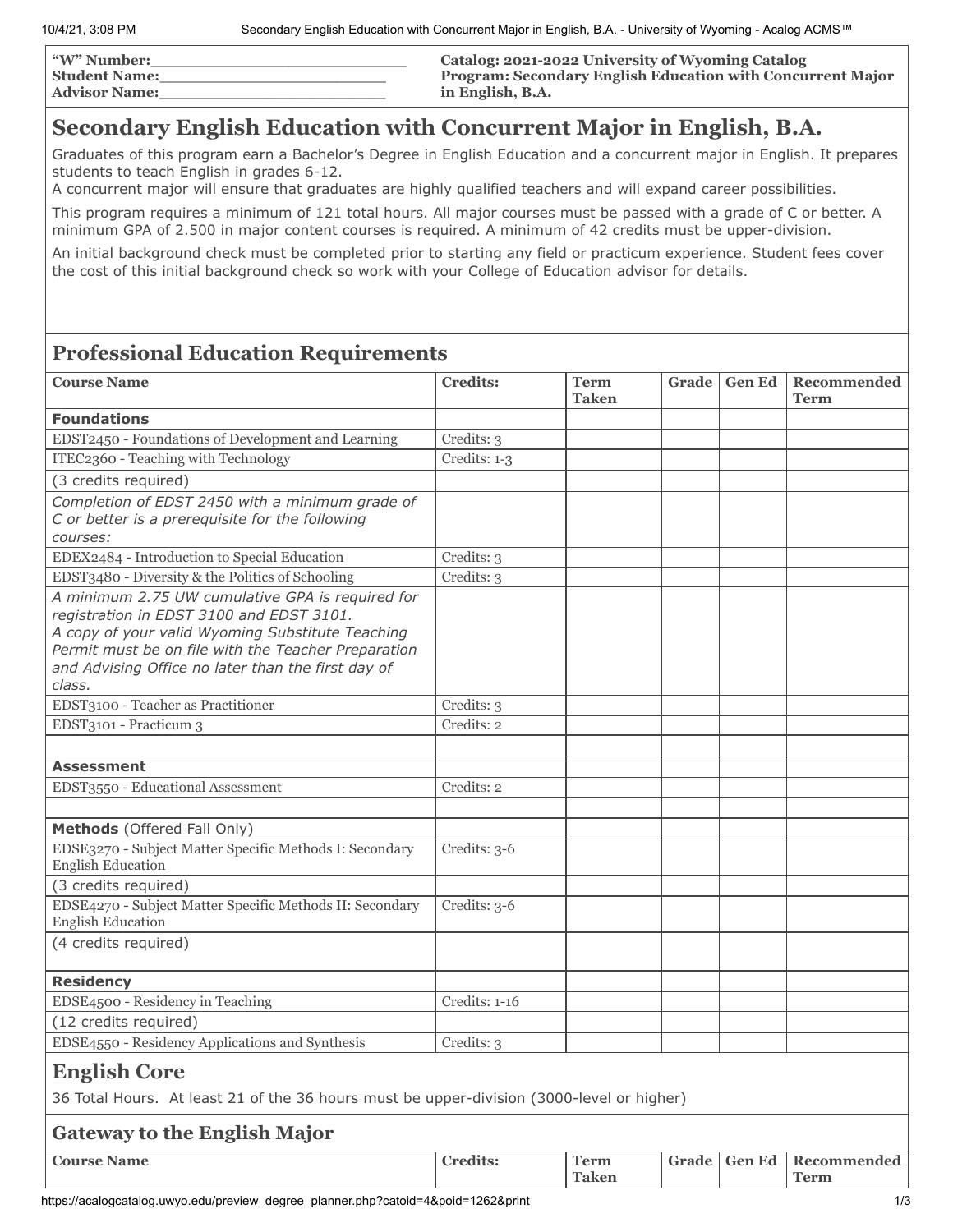| "W" Number:_______________________ | Catalog: 2021-2022 University of Wyoming Catalog |
|---|---|
| Student Name:_____________________ | Program: Secondary English Education with Concurrent Major in English, B.A. |
| Advisor Name:_____________________ | |

# Secondary English Education with Concurrent Major in English, B.A.

Graduates of this program earn a Bachelor's Degree in English Education and a concurrent major in English. It prepares students to teach English in grades 6-12.
A concurrent major will ensure that graduates are highly qualified teachers and will expand career possibilities.

This program requires a minimum of 121 total hours. All major courses must be passed with a grade of C or better. A minimum GPA of 2.500 in major content courses is required. A minimum of 42 credits must be upper-division.

An initial background check must be completed prior to starting any field or practicum experience. Student fees cover the cost of this initial background check so work with your College of Education advisor for details.

## Professional Education Requirements

| Course Name | Credits: | Term Taken | Grade | Gen Ed | Recommended Term |
|---|---|---|---|---|---|
| **Foundations** | | | | | |
| EDST2450 - Foundations of Development and Learning | Credits: 3 | | | | |
| ITEC2360 - Teaching with Technology | Credits: 1-3 | | | | |
| (3 credits required) | | | | | |
| *Completion of EDST 2450 with a minimum grade of C or better is a prerequisite for the following courses:* | | | | | |
| EDEX2484 - Introduction to Special Education | Credits: 3 | | | | |
| EDST3480 - Diversity & the Politics of Schooling | Credits: 3 | | | | |
| *A minimum 2.75 UW cumulative GPA is required for registration in EDST 3100 and EDST 3101. A copy of your valid Wyoming Substitute Teaching Permit must be on file with the Teacher Preparation and Advising Office no later than the first day of class.* | | | | | |
| EDST3100 - Teacher as Practitioner | Credits: 3 | | | | |
| EDST3101 - Practicum 3 | Credits: 2 | | | | |
| | | | | | |
| **Assessment** | | | | | |
| EDST3550 - Educational Assessment | Credits: 2 | | | | |
| | | | | | |
| **Methods** (Offered Fall Only) | | | | | |
| EDSE3270 - Subject Matter Specific Methods I: Secondary English Education | Credits: 3-6 | | | | |
| (3 credits required) | | | | | |
| EDSE4270 - Subject Matter Specific Methods II: Secondary English Education | Credits: 3-6 | | | | |
| (4 credits required) | | | | | |
| **Residency** | | | | | |
| EDSE4500 - Residency in Teaching | Credits: 1-16 | | | | |
| (12 credits required) | | | | | |
| EDSE4550 - Residency Applications and Synthesis | Credits: 3 | | | | |

## English Core

36 Total Hours. At least 21 of the 36 hours must be upper-division (3000-level or higher)

## Gateway to the English Major

| Course Name | Credits: | Term Taken | Grade | Gen Ed | Recommended Term |
|---|---|---|---|---|---|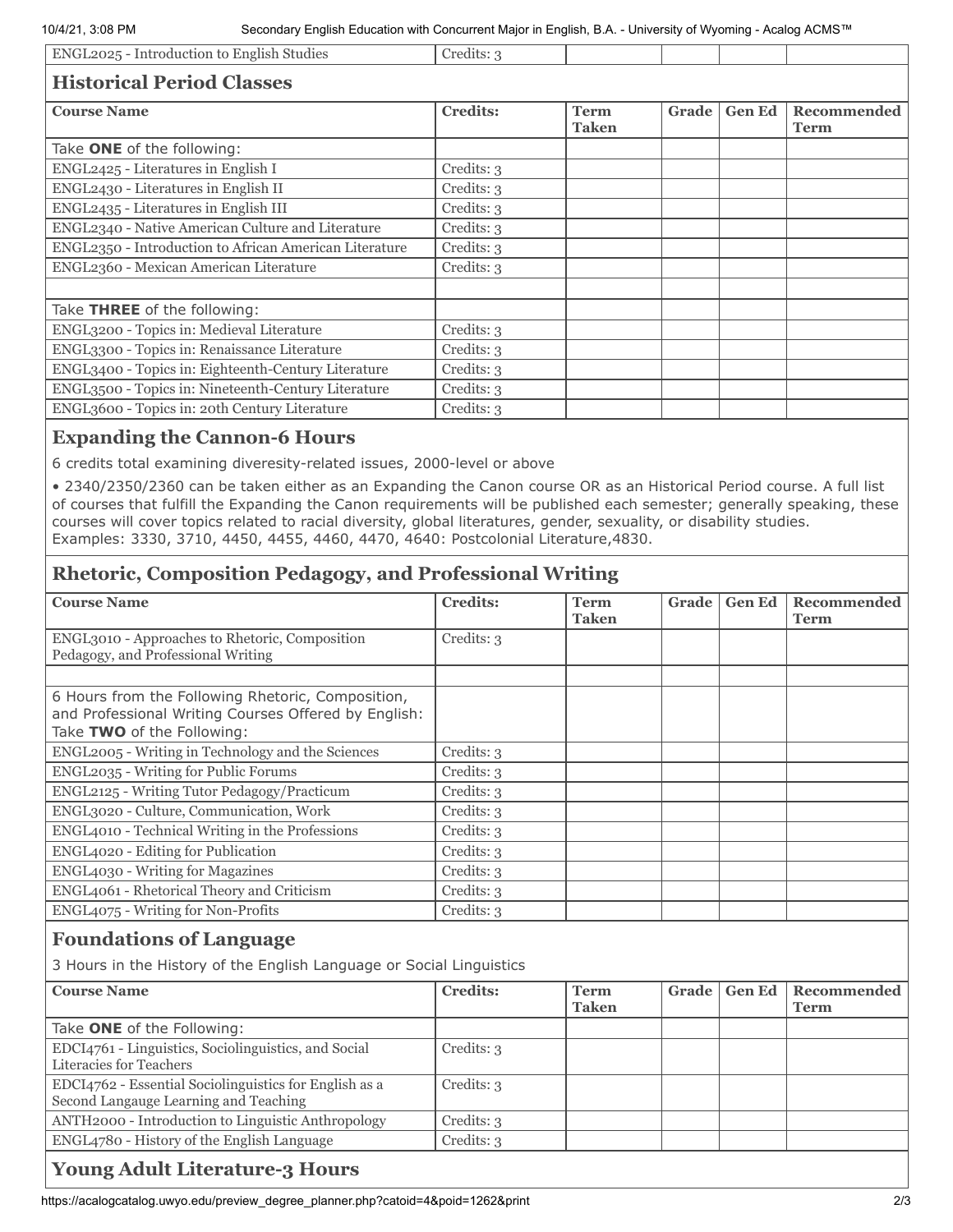| ENGL2025 - Introduction to English Studies | Credits: 3 | | | | |
|---|---|---|---|---|---|

## Historical Period Classes

| Course Name | Credits: | Term Taken | Grade | Gen Ed | Recommended Term |
|---|---|---|---|---|---|
| Take **ONE** of the following: | | | | | |
| ENGL2425 - Literatures in English I | Credits: 3 | | | | |
| ENGL2430 - Literatures in English II | Credits: 3 | | | | |
| ENGL2435 - Literatures in English III | Credits: 3 | | | | |
| ENGL2340 - Native American Culture and Literature | Credits: 3 | | | | |
| ENGL2350 - Introduction to African American Literature | Credits: 3 | | | | |
| ENGL2360 - Mexican American Literature | Credits: 3 | | | | |
| | | | | | |
| Take **THREE** of the following: | | | | | |
| ENGL3200 - Topics in: Medieval Literature | Credits: 3 | | | | |
| ENGL3300 - Topics in: Renaissance Literature | Credits: 3 | | | | |
| ENGL3400 - Topics in: Eighteenth-Century Literature | Credits: 3 | | | | |
| ENGL3500 - Topics in: Nineteenth-Century Literature | Credits: 3 | | | | |
| ENGL3600 - Topics in: 20th Century Literature | Credits: 3 | | | | |

## Expanding the Cannon-6 Hours

6 credits total examining diveresity-related issues, 2000-level or above

• 2340/2350/2360 can be taken either as an Expanding the Canon course OR as an Historical Period course. A full list of courses that fulfill the Expanding the Canon requirements will be published each semester; generally speaking, these courses will cover topics related to racial diversity, global literatures, gender, sexuality, or disability studies. Examples: 3330, 3710, 4450, 4455, 4460, 4470, 4640: Postcolonial Literature,4830.

## Rhetoric, Composition Pedagogy, and Professional Writing

| Course Name | Credits: | Term Taken | Grade | Gen Ed | Recommended Term |
|---|---|---|---|---|---|
| ENGL3010 - Approaches to Rhetoric, Composition Pedagogy, and Professional Writing | Credits: 3 | | | | |
| | | | | | |
| 6 Hours from the Following Rhetoric, Composition, and Professional Writing Courses Offered by English: Take **TWO** of the Following: | | | | | |
| ENGL2005 - Writing in Technology and the Sciences | Credits: 3 | | | | |
| ENGL2035 - Writing for Public Forums | Credits: 3 | | | | |
| ENGL2125 - Writing Tutor Pedagogy/Practicum | Credits: 3 | | | | |
| ENGL3020 - Culture, Communication, Work | Credits: 3 | | | | |
| ENGL4010 - Technical Writing in the Professions | Credits: 3 | | | | |
| ENGL4020 - Editing for Publication | Credits: 3 | | | | |
| ENGL4030 - Writing for Magazines | Credits: 3 | | | | |
| ENGL4061 - Rhetorical Theory and Criticism | Credits: 3 | | | | |
| ENGL4075 - Writing for Non-Profits | Credits: 3 | | | | |

## Foundations of Language

3 Hours in the History of the English Language or Social Linguistics

| Course Name | Credits: | Term Taken | Grade | Gen Ed | Recommended Term |
|---|---|---|---|---|---|
| Take **ONE** of the Following: | | | | | |
| EDCI4761 - Linguistics, Sociolinguistics, and Social Literacies for Teachers | Credits: 3 | | | | |
| EDCI4762 - Essential Sociolinguistics for English as a Second Langauge Learning and Teaching | Credits: 3 | | | | |
| ANTH2000 - Introduction to Linguistic Anthropology | Credits: 3 | | | | |
| ENGL4780 - History of the English Language | Credits: 3 | | | | |

## Young Adult Literature-3 Hours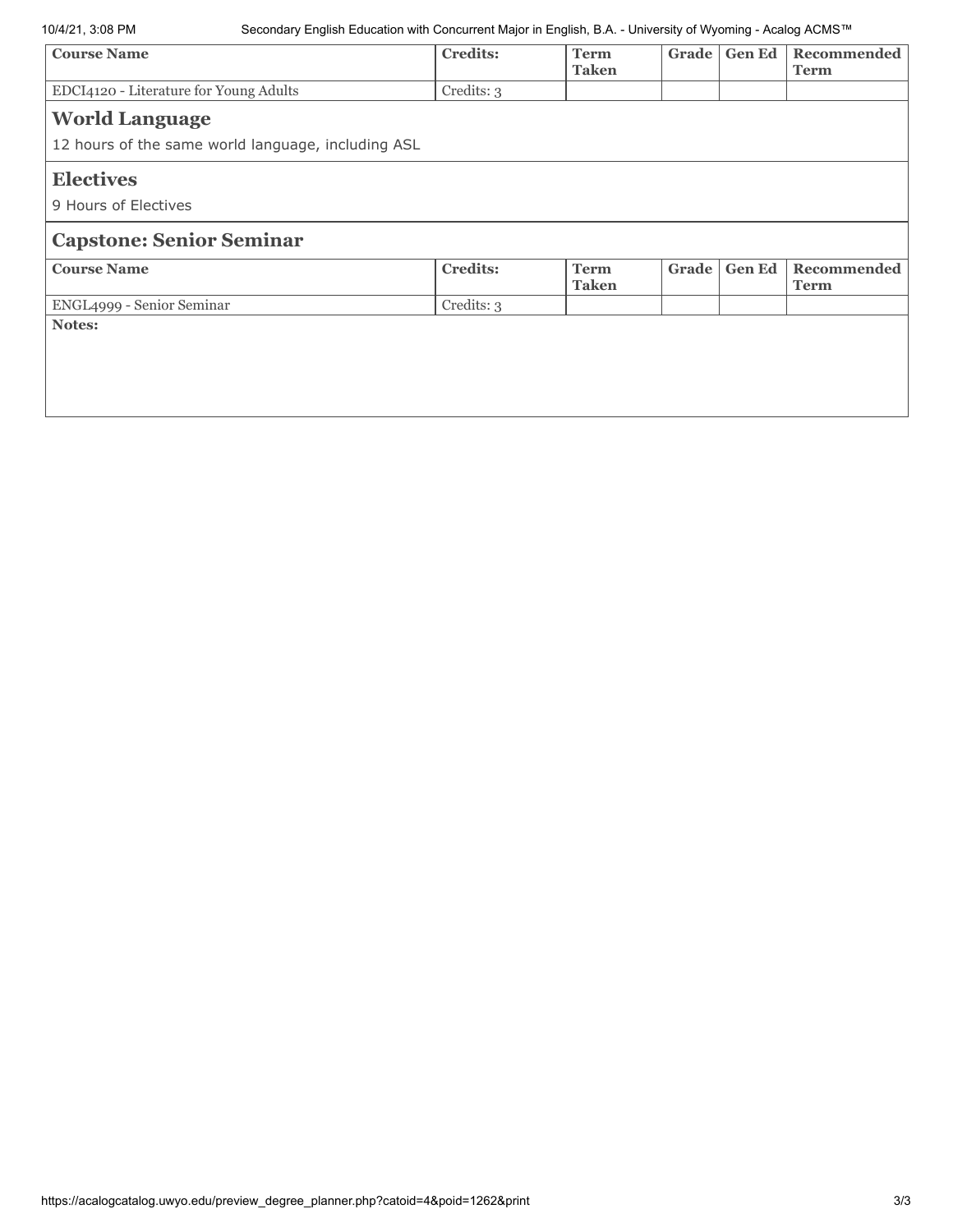| Course Name | Credits: | Term Taken | Grade | Gen Ed | Recommended Term |
|---|---|---|---|---|---|
| EDCI4120 - Literature for Young Adults | Credits: 3 | | | | |

## World Language

12 hours of the same world language, including ASL

## Electives

9 Hours of Electives

## Capstone: Senior Seminar

| Course Name | Credits: | Term Taken | Grade | Gen Ed | Recommended Term |
|---|---|---|---|---|---|
| ENGL4999 - Senior Seminar | Credits: 3 | | | | |

**Notes:**